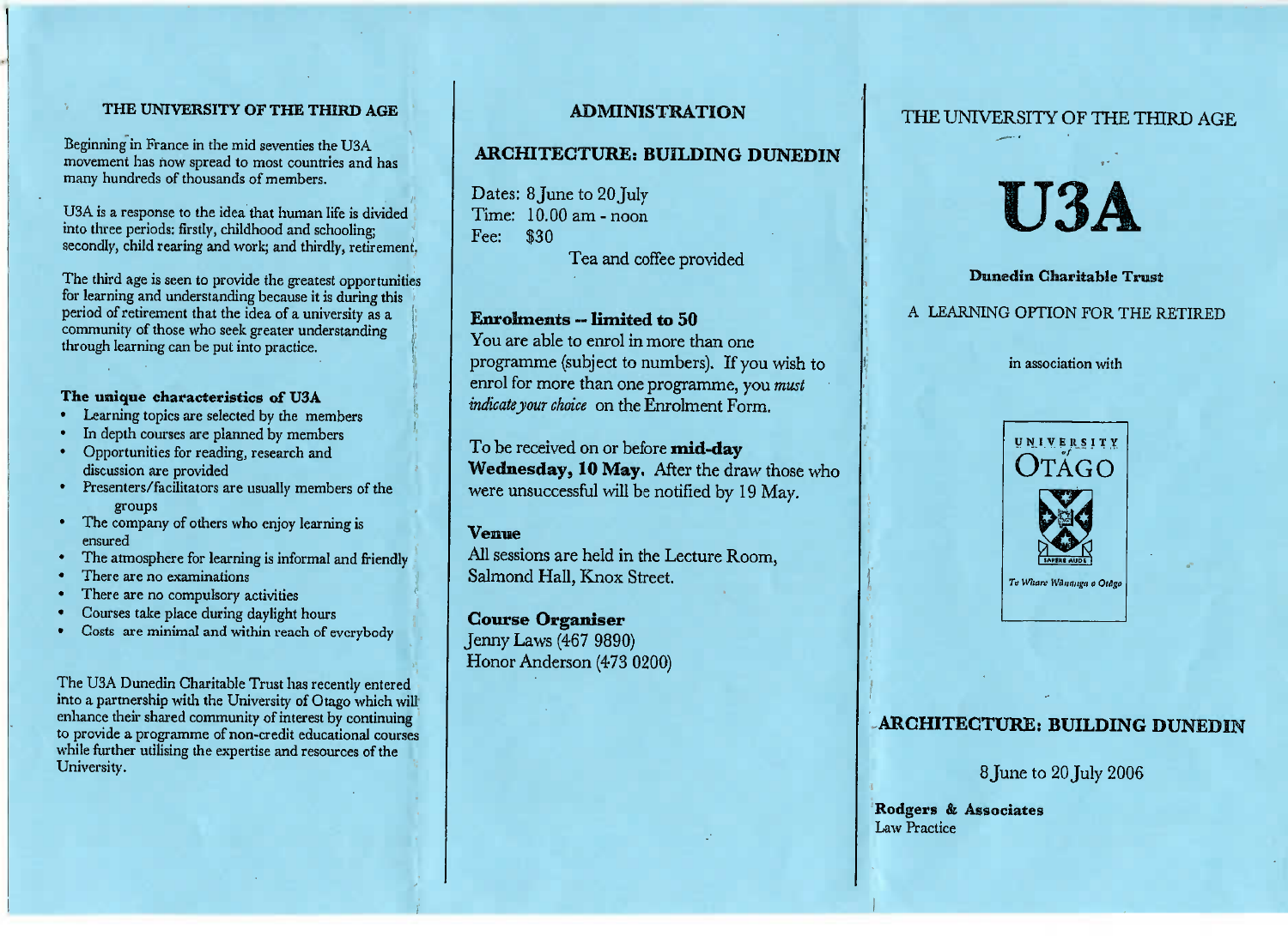## THE UNIVERSITY OF THE THIRD AGE

Beginning in France in the mid seventies the U3A movement has now spread to most countries and has many hundreds of thousands of members.

U3A is a response to the idea that human life is divided into three periods: firstly, childhood and schooling; secondly, child rearing and work; and thirdly, retirement.

The third age is seen to provide the greatest opportunities for learning and understanding because it is during this period of retirement that the idea of a university as a community of those who seek greater understanding through learning can be put into practice.

### The unique characteristics of U3A

- Learning topics are selected by the members
- In depth courses are planned by members
- Opportunities for reading, research and discussion are provided
- Presenters/facilitators are usually members of the groups
- The company of others who enjoy learning is ensured
- The atmosphere for learning is informal and friendly
- There are no examinations
- There are no compulsory activities
- Courses take place during daylight hours
- Costs are minimal and within reach of everybody

The U3A Dunedin Charitable Trust has recently entered into a partnership with the University of Otago which will enhance their shared community of interest by continuing to provide a programme of non-credit educational courses while further utilising the expertise and resources of the University.

## ADMINISTRATION

## ARCHITECTURE: BUILDING DUNEDIN

Dates: 8 June to 20 July
Time: 10.00 am - noon
Fee: $30

Tea and coffee provided

### Enrolments -- limited to 50

You are able to enrol in more than one programme (subject to numbers). If you wish to enrol for more than one programme, you *must indicate your choice* on the Enrolment Form.

To be received on or before **mid-day Wednesday, 10 May.** After the draw those who were unsuccessful will be notified by 19 May.

### Venue

All sessions are held in the Lecture Room, Salmond Hall, Knox Street.

### Course Organiser

Jenny Laws (467 9890)
Honor Anderson (473 0200)

THE UNIVERSITY OF THE THIRD AGE

# U3A

**Dunedin Charitable Trust**

A LEARNING OPTION FOR THE RETIRED

in association with

UNIVERSITY of OTAGO

SAPERE AUDE

*Te Whare Wānanga o Otāgo*

## ARCHITECTURE: BUILDING DUNEDIN

8 June to 20 July 2006

**Rodgers & Associates**
Law Practice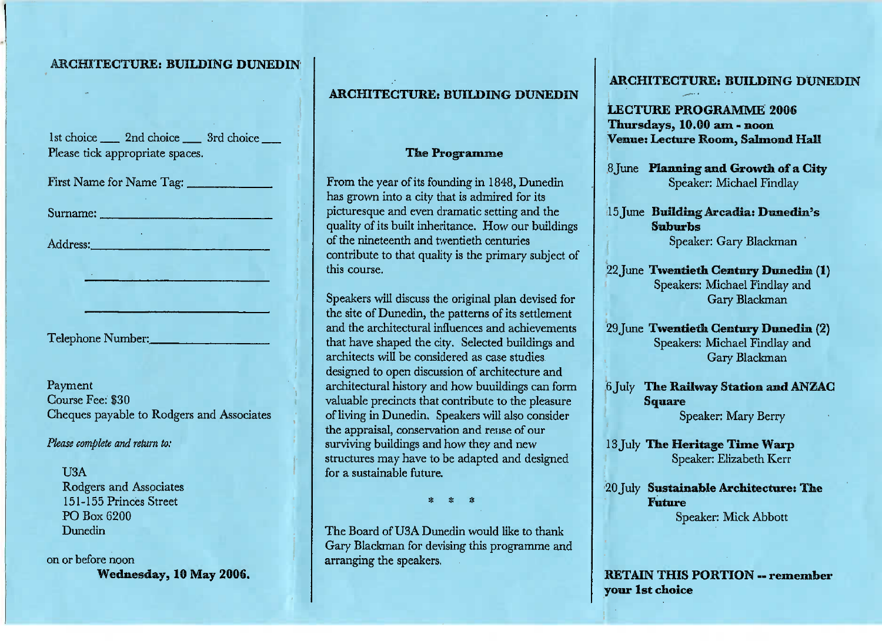## ARCHITECTURE: BUILDING DUNEDIN

1st choice \_\_\_ 2nd choice \_\_\_ 3rd choice \_\_\_
Please tick appropriate spaces.

First Name for Name Tag: \_\_\_\_\_\_\_\_\_\_\_\_

Surname: \_\_\_\_\_\_\_\_\_\_\_\_\_\_\_\_\_\_\_\_

Address: \_\_\_\_\_\_\_\_\_\_\_\_\_\_\_\_\_\_\_\_

\_\_\_\_\_\_\_\_\_\_\_\_\_\_\_\_\_\_\_\_

\_\_\_\_\_\_\_\_\_\_\_\_\_\_\_\_\_\_\_\_

Telephone Number: \_\_\_\_\_\_\_\_\_\_\_\_\_\_\_\_

Payment
Course Fee: $30
Cheques payable to Rodgers and Associates

*Please complete and return to:*

U3A
Rodgers and Associates
151-155 Princes Street
PO Box 6200
Dunedin

on or before noon
**Wednesday, 10 May 2006.**

## ARCHITECTURE: BUILDING DUNEDIN

### The Programme

From the year of its founding in 1848, Dunedin has grown into a city that is admired for its picturesque and even dramatic setting and the quality of its built inheritance. How our buildings of the nineteenth and twentieth centuries contribute to that quality is the primary subject of this course.

Speakers will discuss the original plan devised for the site of Dunedin, the patterns of its settlement and the architectural influences and achievements that have shaped the city. Selected buildings and architects will be considered as case studies designed to open discussion of architecture and architectural history and how buuildings can form valuable precincts that contribute to the pleasure of living in Dunedin. Speakers will also consider the appraisal, conservation and reuse of our surviving buildings and how they and new structures may have to be adapted and designed for a sustainable future.

\* \* \*

The Board of U3A Dunedin would like to thank Gary Blackman for devising this programme and arranging the speakers.

## ARCHITECTURE: BUILDING DUNEDIN

**LECTURE PROGRAMME 2006**
**Thursdays, 10.00 am - noon**
**Venue: Lecture Room, Salmond Hall**

8 June **Planning and Growth of a City**
Speaker: Michael Findlay

15 June **Building Arcadia: Dunedin's Suburbs**
Speaker: Gary Blackman

22 June **Twentieth Century Dunedin (1)**
Speakers: Michael Findlay and Gary Blackman

29 June **Twentieth Century Dunedin (2)**
Speakers: Michael Findlay and Gary Blackman

6 July **The Railway Station and ANZAC Square**
Speaker: Mary Berry

13 July **The Heritage Time Warp**
Speaker: Elizabeth Kerr

20 July **Sustainable Architecture: The Future**
Speaker: Mick Abbott

**RETAIN THIS PORTION -- remember your 1st choice**